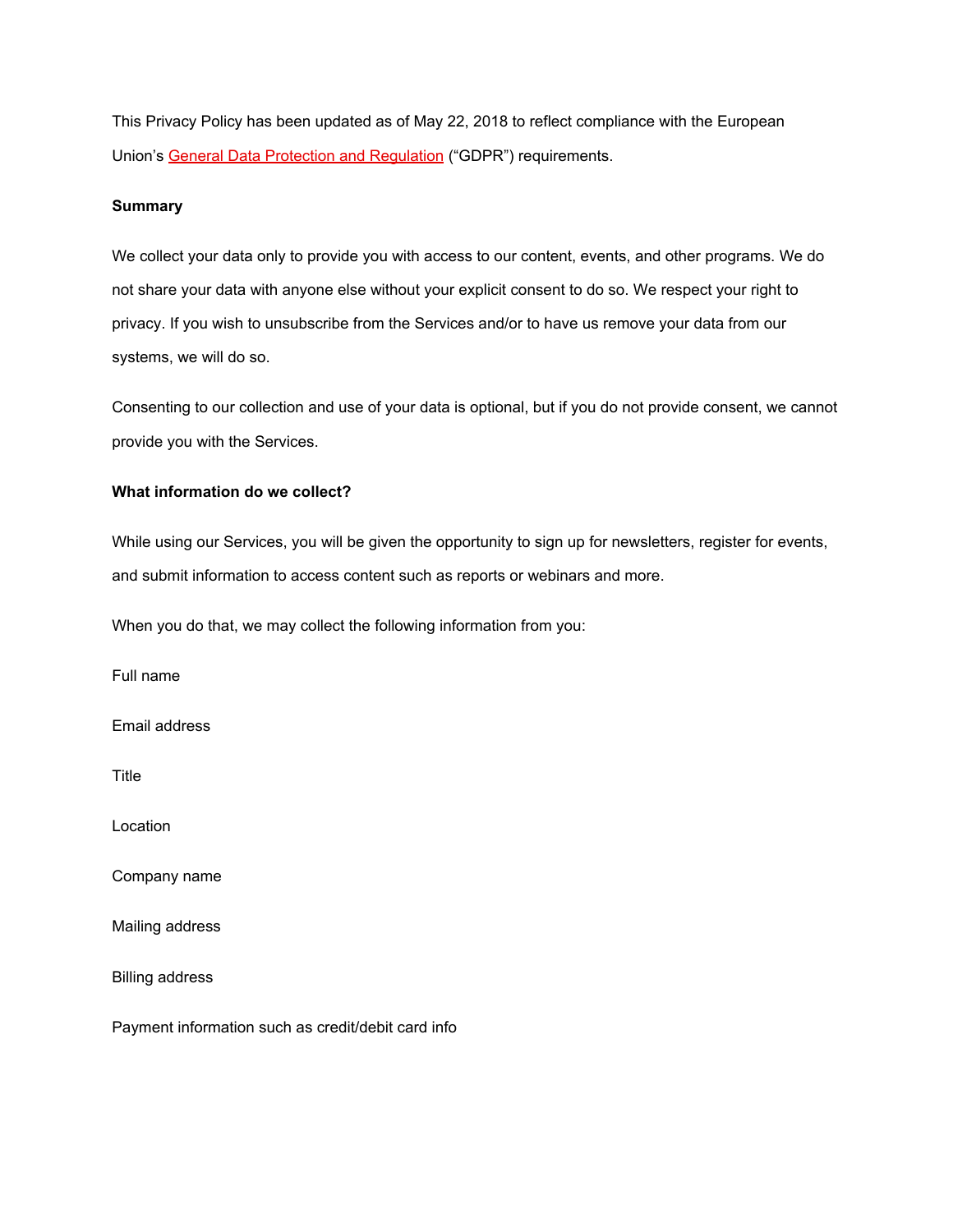This Privacy Policy has been updated as of May 22, 2018 to reflect compliance with the European Union's General Data Protection and Regulation ("GDPR") requirements.

**Summary**

We collect your data only to provide you with access to our content, events, and other programs. We do not share your data with anyone else without your explicit consent to do so. We respect your right to privacy. If you wish to unsubscribe from the Services and/or to have us remove your data from our systems, we will do so.

Consenting to our collection and use of your data is optional, but if you do not provide consent, we cannot provide you with the Services.

**What information do we collect?**

While using our Services, you will be given the opportunity to sign up for newsletters, register for events, and submit information to access content such as reports or webinars and more.

When you do that, we may collect the following information from you:

Full name

Email address

Title

Location

Company name

Mailing address

Billing address

Payment information such as credit/debit card info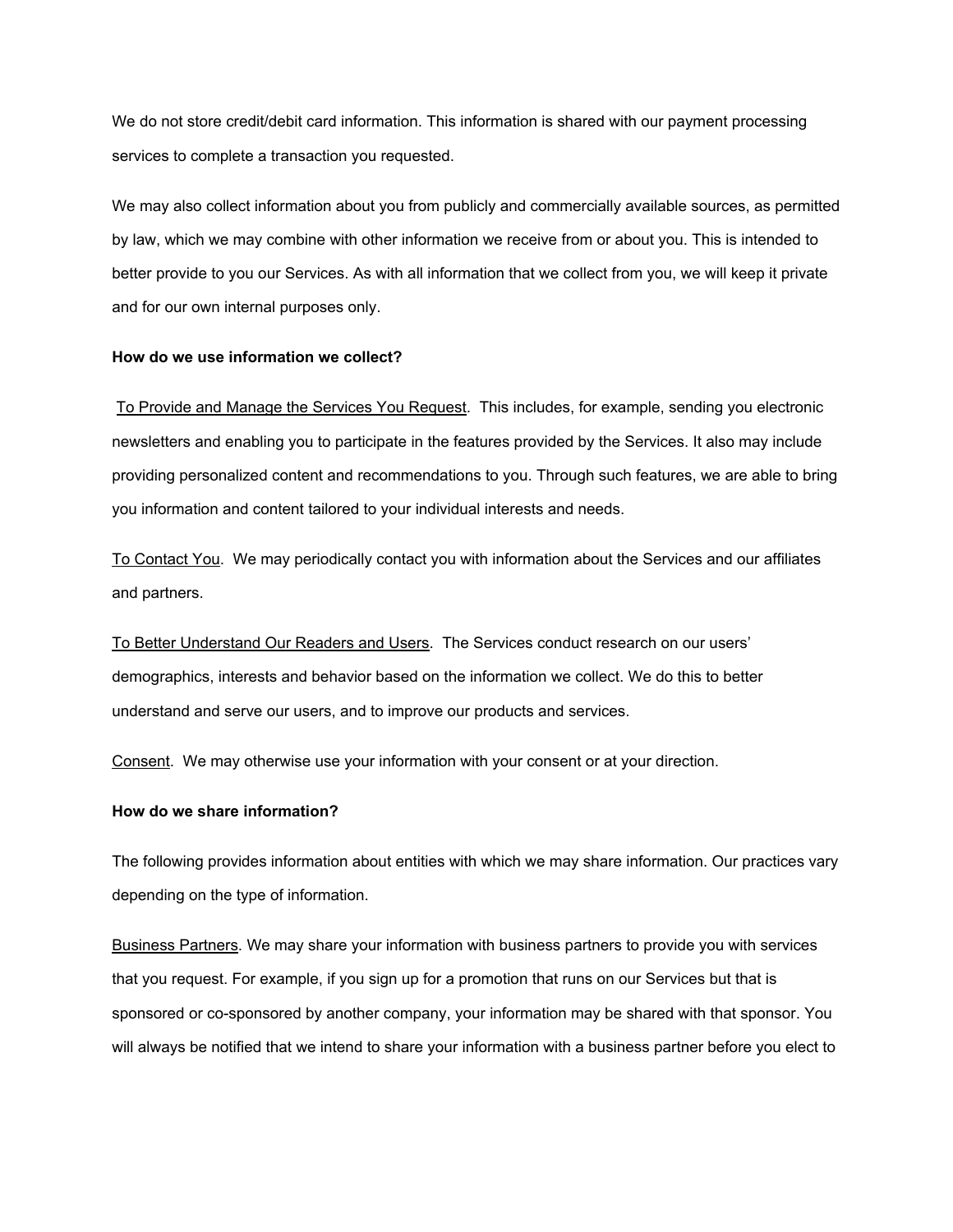We do not store credit/debit card information. This information is shared with our payment processing services to complete a transaction you requested.

We may also collect information about you from publicly and commercially available sources, as permitted by law, which we may combine with other information we receive from or about you. This is intended to better provide to you our Services. As with all information that we collect from you, we will keep it private and for our own internal purposes only.

**How do we use information we collect?**

<u>To Provide and Manage the Services You Request</u>. This includes, for example, sending you electronic newsletters and enabling you to participate in the features provided by the Services. It also may include providing personalized content and recommendations to you. Through such features, we are able to bring you information and content tailored to your individual interests and needs.

<u>To Contact You</u>. We may periodically contact you with information about the Services and our affiliates and partners.

<u>To Better Understand Our Readers and Users</u>. The Services conduct research on our users' demographics, interests and behavior based on the information we collect. We do this to better understand and serve our users, and to improve our products and services.

<u>Consent</u>. We may otherwise use your information with your consent or at your direction.

**How do we share information?**

The following provides information about entities with which we may share information. Our practices vary depending on the type of information.

<u>Business Partners</u>. We may share your information with business partners to provide you with services that you request. For example, if you sign up for a promotion that runs on our Services but that is sponsored or co-sponsored by another company, your information may be shared with that sponsor. You will always be notified that we intend to share your information with a business partner before you elect to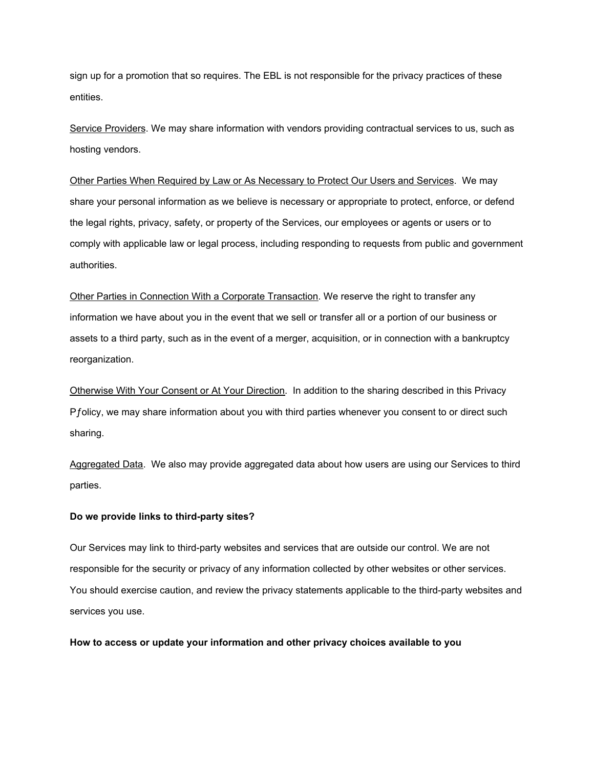sign up for a promotion that so requires. The EBL is not responsible for the privacy practices of these entities.

<u>Service Providers</u>. We may share information with vendors providing contractual services to us, such as hosting vendors.

<u>Other Parties When Required by Law or As Necessary to Protect Our Users and Services</u>. We may share your personal information as we believe is necessary or appropriate to protect, enforce, or defend the legal rights, privacy, safety, or property of the Services, our employees or agents or users or to comply with applicable law or legal process, including responding to requests from public and government authorities.

<u>Other Parties in Connection With a Corporate Transaction</u>. We reserve the right to transfer any information we have about you in the event that we sell or transfer all or a portion of our business or assets to a third party, such as in the event of a merger, acquisition, or in connection with a bankruptcy reorganization.

<u>Otherwise With Your Consent or At Your Direction</u>. In addition to the sharing described in this Privacy Pƒolicy, we may share information about you with third parties whenever you consent to or direct such sharing.

<u>Aggregated Data</u>. We also may provide aggregated data about how users are using our Services to third parties.

**Do we provide links to third-party sites?**

Our Services may link to third-party websites and services that are outside our control. We are not responsible for the security or privacy of any information collected by other websites or other services. You should exercise caution, and review the privacy statements applicable to the third-party websites and services you use.

**How to access or update your information and other privacy choices available to you**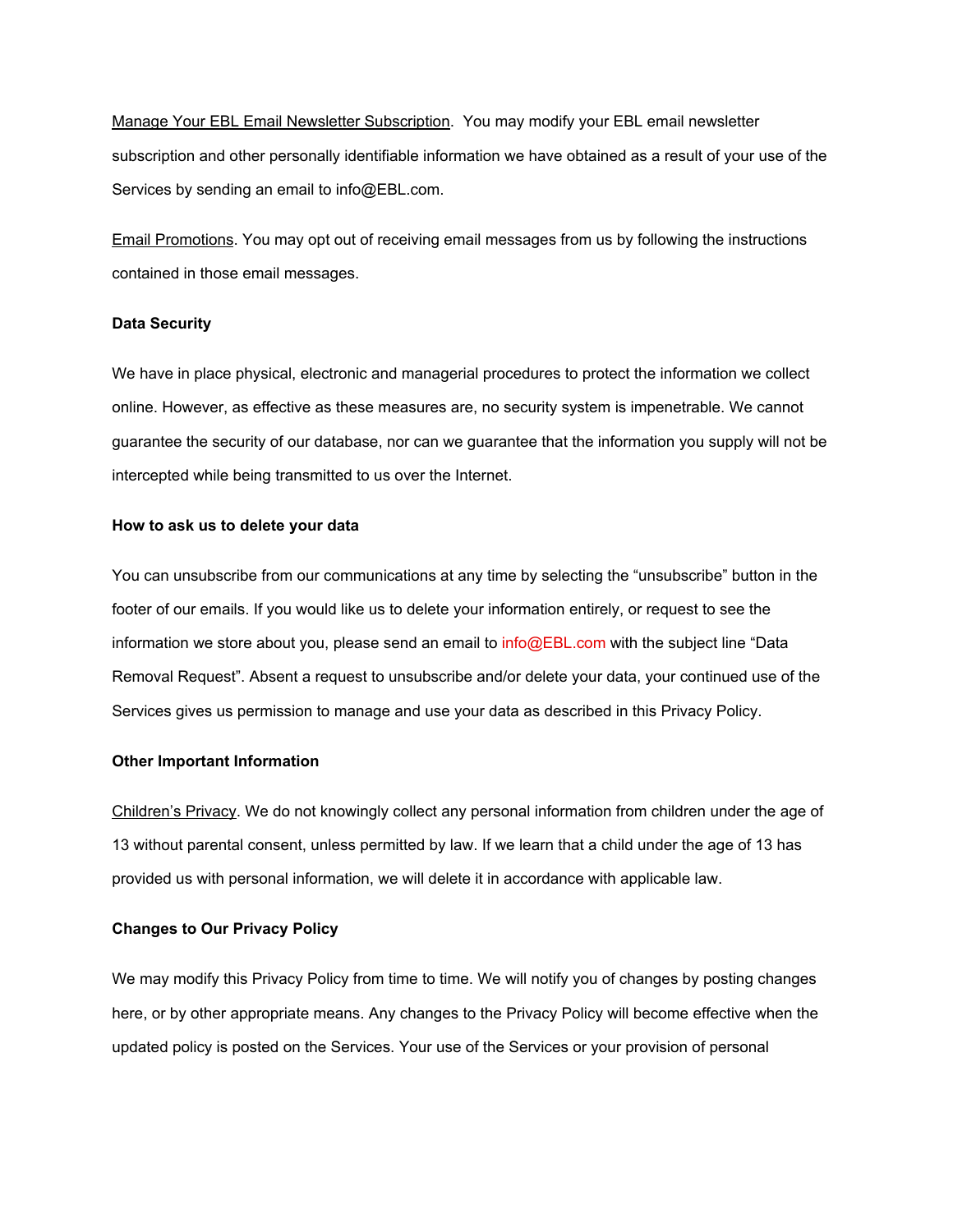Manage Your EBL Email Newsletter Subscription. You may modify your EBL email newsletter subscription and other personally identifiable information we have obtained as a result of your use of the Services by sending an email to info@EBL.com.

Email Promotions. You may opt out of receiving email messages from us by following the instructions contained in those email messages.

**Data Security**

We have in place physical, electronic and managerial procedures to protect the information we collect online. However, as effective as these measures are, no security system is impenetrable. We cannot guarantee the security of our database, nor can we guarantee that the information you supply will not be intercepted while being transmitted to us over the Internet.

**How to ask us to delete your data**

You can unsubscribe from our communications at any time by selecting the "unsubscribe" button in the footer of our emails. If you would like us to delete your information entirely, or request to see the information we store about you, please send an email to info@EBL.com with the subject line "Data Removal Request". Absent a request to unsubscribe and/or delete your data, your continued use of the Services gives us permission to manage and use your data as described in this Privacy Policy.

**Other Important Information**

Children's Privacy. We do not knowingly collect any personal information from children under the age of 13 without parental consent, unless permitted by law. If we learn that a child under the age of 13 has provided us with personal information, we will delete it in accordance with applicable law.

**Changes to Our Privacy Policy**

We may modify this Privacy Policy from time to time. We will notify you of changes by posting changes here, or by other appropriate means. Any changes to the Privacy Policy will become effective when the updated policy is posted on the Services. Your use of the Services or your provision of personal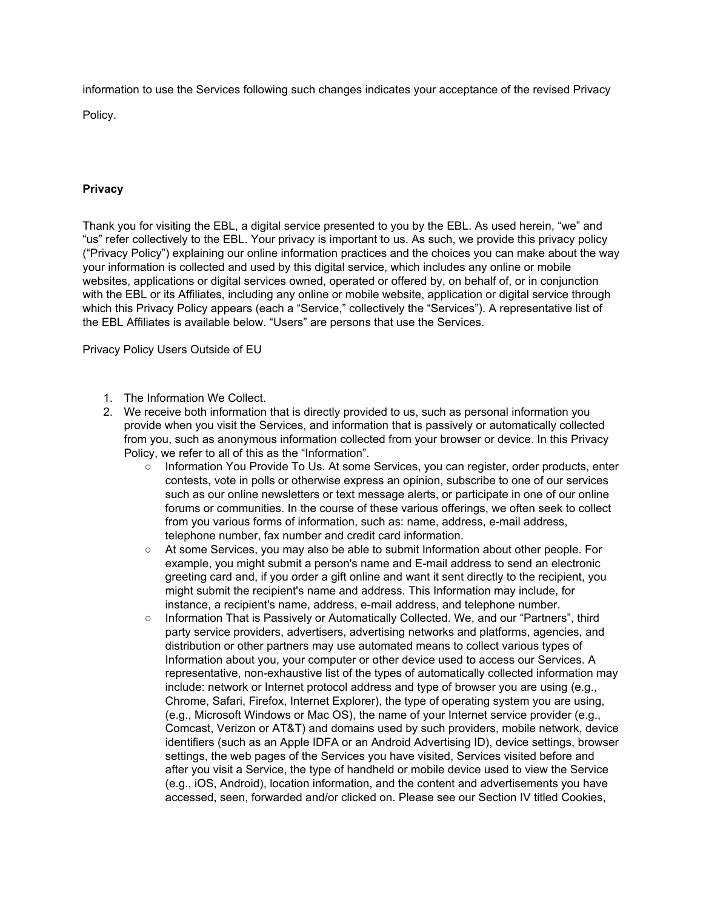information to use the Services following such changes indicates your acceptance of the revised Privacy Policy.

**Privacy**

Thank you for visiting the EBL, a digital service presented to you by the EBL. As used herein, "we" and "us" refer collectively to the EBL. Your privacy is important to us. As such, we provide this privacy policy ("Privacy Policy") explaining our online information practices and the choices you can make about the way your information is collected and used by this digital service, which includes any online or mobile websites, applications or digital services owned, operated or offered by, on behalf of, or in conjunction with the EBL or its Affiliates, including any online or mobile website, application or digital service through which this Privacy Policy appears (each a "Service," collectively the "Services"). A representative list of the EBL Affiliates is available below. "Users" are persons that use the Services.

Privacy Policy Users Outside of EU

1. The Information We Collect.
2. We receive both information that is directly provided to us, such as personal information you provide when you visit the Services, and information that is passively or automatically collected from you, such as anonymous information collected from your browser or device. In this Privacy Policy, we refer to all of this as the "Information".
    - Information You Provide To Us. At some Services, you can register, order products, enter contests, vote in polls or otherwise express an opinion, subscribe to one of our services such as our online newsletters or text message alerts, or participate in one of our online forums or communities. In the course of these various offerings, we often seek to collect from you various forms of information, such as: name, address, e-mail address, telephone number, fax number and credit card information.
    - At some Services, you may also be able to submit Information about other people. For example, you might submit a person's name and E-mail address to send an electronic greeting card and, if you order a gift online and want it sent directly to the recipient, you might submit the recipient's name and address. This Information may include, for instance, a recipient's name, address, e-mail address, and telephone number.
    - Information That is Passively or Automatically Collected. We, and our "Partners", third party service providers, advertisers, advertising networks and platforms, agencies, and distribution or other partners may use automated means to collect various types of Information about you, your computer or other device used to access our Services. A representative, non-exhaustive list of the types of automatically collected information may include: network or Internet protocol address and type of browser you are using (e.g., Chrome, Safari, Firefox, Internet Explorer), the type of operating system you are using, (e.g., Microsoft Windows or Mac OS), the name of your Internet service provider (e.g., Comcast, Verizon or AT&T) and domains used by such providers, mobile network, device identifiers (such as an Apple IDFA or an Android Advertising ID), device settings, browser settings, the web pages of the Services you have visited, Services visited before and after you visit a Service, the type of handheld or mobile device used to view the Service (e.g., iOS, Android), location information, and the content and advertisements you have accessed, seen, forwarded and/or clicked on. Please see our Section IV titled Cookies,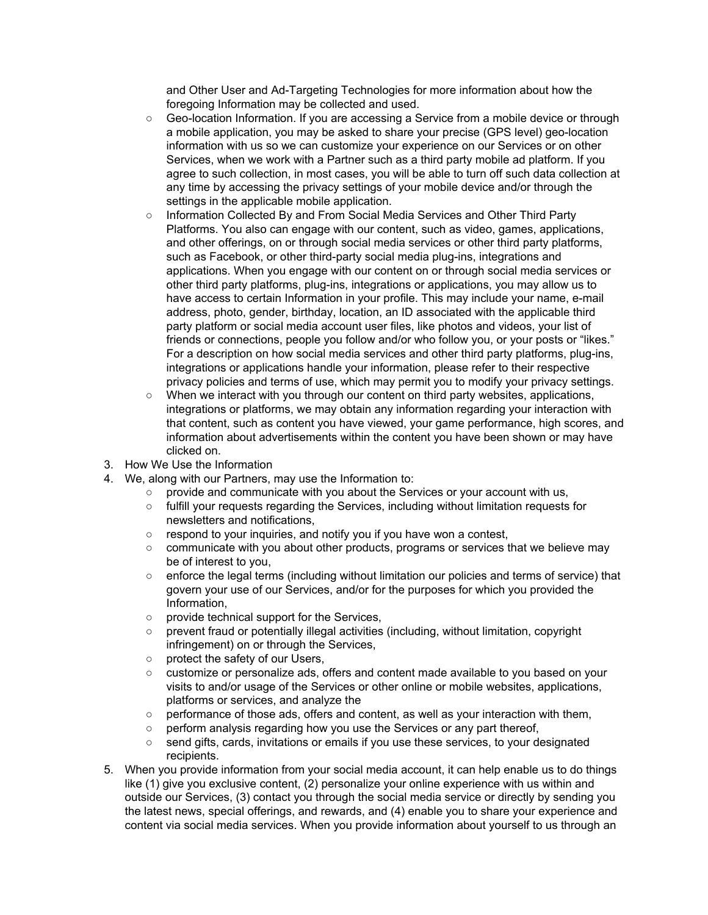and Other User and Ad-Targeting Technologies for more information about how the foregoing Information may be collected and used.

   - Geo-location Information. If you are accessing a Service from a mobile device or through a mobile application, you may be asked to share your precise (GPS level) geo-location information with us so we can customize your experience on our Services or on other Services, when we work with a Partner such as a third party mobile ad platform. If you agree to such collection, in most cases, you will be able to turn off such data collection at any time by accessing the privacy settings of your mobile device and/or through the settings in the applicable mobile application.
   - Information Collected By and From Social Media Services and Other Third Party Platforms. You also can engage with our content, such as video, games, applications, and other offerings, on or through social media services or other third party platforms, such as Facebook, or other third-party social media plug-ins, integrations and applications. When you engage with our content on or through social media services or other third party platforms, plug-ins, integrations or applications, you may allow us to have access to certain Information in your profile. This may include your name, e-mail address, photo, gender, birthday, location, an ID associated with the applicable third party platform or social media account user files, like photos and videos, your list of friends or connections, people you follow and/or who follow you, or your posts or "likes." For a description on how social media services and other third party platforms, plug-ins, integrations or applications handle your information, please refer to their respective privacy policies and terms of use, which may permit you to modify your privacy settings.
   - When we interact with you through our content on third party websites, applications, integrations or platforms, we may obtain any information regarding your interaction with that content, such as content you have viewed, your game performance, high scores, and information about advertisements within the content you have been shown or may have clicked on.

3. How We Use the Information
4. We, along with our Partners, may use the Information to:
   - provide and communicate with you about the Services or your account with us,
   - fulfill your requests regarding the Services, including without limitation requests for newsletters and notifications,
   - respond to your inquiries, and notify you if you have won a contest,
   - communicate with you about other products, programs or services that we believe may be of interest to you,
   - enforce the legal terms (including without limitation our policies and terms of service) that govern your use of our Services, and/or for the purposes for which you provided the Information,
   - provide technical support for the Services,
   - prevent fraud or potentially illegal activities (including, without limitation, copyright infringement) on or through the Services,
   - protect the safety of our Users,
   - customize or personalize ads, offers and content made available to you based on your visits to and/or usage of the Services or other online or mobile websites, applications, platforms or services, and analyze the
   - performance of those ads, offers and content, as well as your interaction with them,
   - perform analysis regarding how you use the Services or any part thereof,
   - send gifts, cards, invitations or emails if you use these services, to your designated recipients.
5. When you provide information from your social media account, it can help enable us to do things like (1) give you exclusive content, (2) personalize your online experience with us within and outside our Services, (3) contact you through the social media service or directly by sending you the latest news, special offerings, and rewards, and (4) enable you to share your experience and content via social media services. When you provide information about yourself to us through an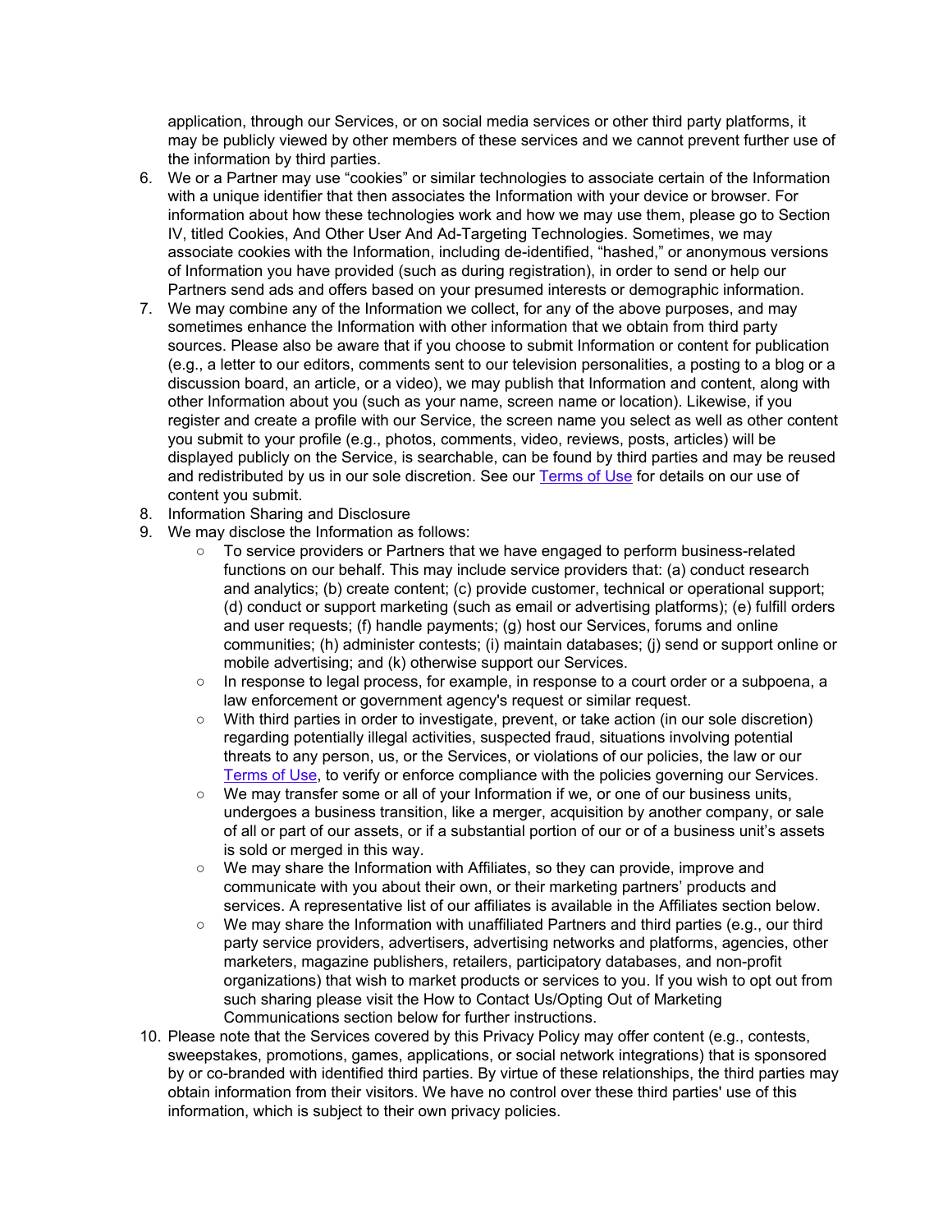application, through our Services, or on social media services or other third party platforms, it may be publicly viewed by other members of these services and we cannot prevent further use of the information by third parties.

6. We or a Partner may use “cookies” or similar technologies to associate certain of the Information with a unique identifier that then associates the Information with your device or browser. For information about how these technologies work and how we may use them, please go to Section IV, titled Cookies, And Other User And Ad-Targeting Technologies. Sometimes, we may associate cookies with the Information, including de-identified, “hashed,” or anonymous versions of Information you have provided (such as during registration), in order to send or help our Partners send ads and offers based on your presumed interests or demographic information.
7. We may combine any of the Information we collect, for any of the above purposes, and may sometimes enhance the Information with other information that we obtain from third party sources. Please also be aware that if you choose to submit Information or content for publication (e.g., a letter to our editors, comments sent to our television personalities, a posting to a blog or a discussion board, an article, or a video), we may publish that Information and content, along with other Information about you (such as your name, screen name or location). Likewise, if you register and create a profile with our Service, the screen name you select as well as other content you submit to your profile (e.g., photos, comments, video, reviews, posts, articles) will be displayed publicly on the Service, is searchable, can be found by third parties and may be reused and redistributed by us in our sole discretion. See our [Terms of Use]() for details on our use of content you submit.
8. Information Sharing and Disclosure
9. We may disclose the Information as follows:
   - To service providers or Partners that we have engaged to perform business-related functions on our behalf. This may include service providers that: (a) conduct research and analytics; (b) create content; (c) provide customer, technical or operational support; (d) conduct or support marketing (such as email or advertising platforms); (e) fulfill orders and user requests; (f) handle payments; (g) host our Services, forums and online communities; (h) administer contests; (i) maintain databases; (j) send or support online or mobile advertising; and (k) otherwise support our Services.
   - In response to legal process, for example, in response to a court order or a subpoena, a law enforcement or government agency's request or similar request.
   - With third parties in order to investigate, prevent, or take action (in our sole discretion) regarding potentially illegal activities, suspected fraud, situations involving potential threats to any person, us, or the Services, or violations of our policies, the law or our [Terms of Use](), to verify or enforce compliance with the policies governing our Services.
   - We may transfer some or all of your Information if we, or one of our business units, undergoes a business transition, like a merger, acquisition by another company, or sale of all or part of our assets, or if a substantial portion of our or of a business unit’s assets is sold or merged in this way.
   - We may share the Information with Affiliates, so they can provide, improve and communicate with you about their own, or their marketing partners’ products and services. A representative list of our affiliates is available in the Affiliates section below.
   - We may share the Information with unaffiliated Partners and third parties (e.g., our third party service providers, advertisers, advertising networks and platforms, agencies, other marketers, magazine publishers, retailers, participatory databases, and non-profit organizations) that wish to market products or services to you. If you wish to opt out from such sharing please visit the How to Contact Us/Opting Out of Marketing Communications section below for further instructions.
10. Please note that the Services covered by this Privacy Policy may offer content (e.g., contests, sweepstakes, promotions, games, applications, or social network integrations) that is sponsored by or co-branded with identified third parties. By virtue of these relationships, the third parties may obtain information from their visitors. We have no control over these third parties' use of this information, which is subject to their own privacy policies.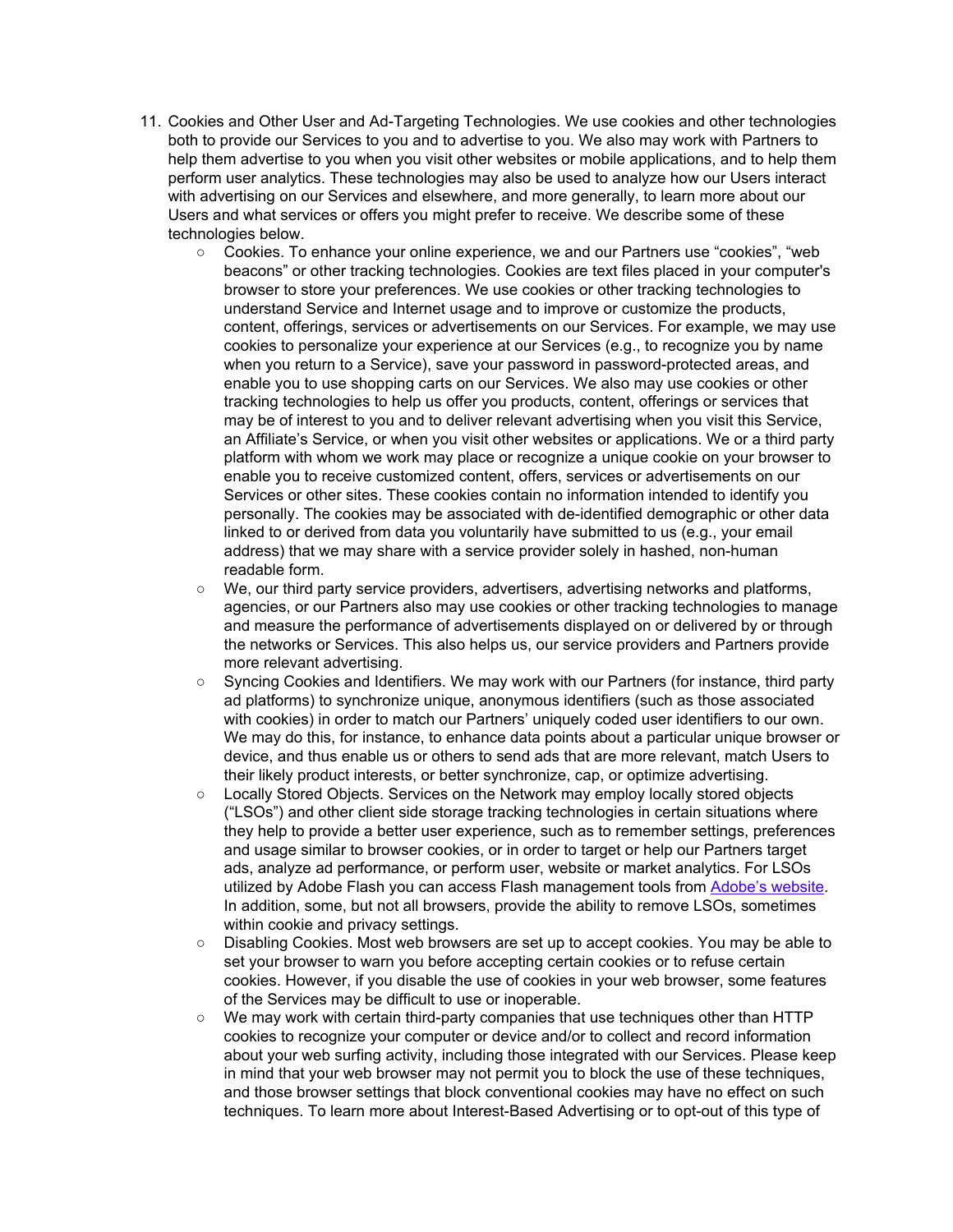11. Cookies and Other User and Ad-Targeting Technologies. We use cookies and other technologies both to provide our Services to you and to advertise to you. We also may work with Partners to help them advertise to you when you visit other websites or mobile applications, and to help them perform user analytics. These technologies may also be used to analyze how our Users interact with advertising on our Services and elsewhere, and more generally, to learn more about our Users and what services or offers you might prefer to receive. We describe some of these technologies below.
    - Cookies. To enhance your online experience, we and our Partners use "cookies", "web beacons" or other tracking technologies. Cookies are text files placed in your computer's browser to store your preferences. We use cookies or other tracking technologies to understand Service and Internet usage and to improve or customize the products, content, offerings, services or advertisements on our Services. For example, we may use cookies to personalize your experience at our Services (e.g., to recognize you by name when you return to a Service), save your password in password-protected areas, and enable you to use shopping carts on our Services. We also may use cookies or other tracking technologies to help us offer you products, content, offerings or services that may be of interest to you and to deliver relevant advertising when you visit this Service, an Affiliate's Service, or when you visit other websites or applications. We or a third party platform with whom we work may place or recognize a unique cookie on your browser to enable you to receive customized content, offers, services or advertisements on our Services or other sites. These cookies contain no information intended to identify you personally. The cookies may be associated with de-identified demographic or other data linked to or derived from data you voluntarily have submitted to us (e.g., your email address) that we may share with a service provider solely in hashed, non-human readable form.
    - We, our third party service providers, advertisers, advertising networks and platforms, agencies, or our Partners also may use cookies or other tracking technologies to manage and measure the performance of advertisements displayed on or delivered by or through the networks or Services. This also helps us, our service providers and Partners provide more relevant advertising.
    - Syncing Cookies and Identifiers. We may work with our Partners (for instance, third party ad platforms) to synchronize unique, anonymous identifiers (such as those associated with cookies) in order to match our Partners' uniquely coded user identifiers to our own. We may do this, for instance, to enhance data points about a particular unique browser or device, and thus enable us or others to send ads that are more relevant, match Users to their likely product interests, or better synchronize, cap, or optimize advertising.
    - Locally Stored Objects. Services on the Network may employ locally stored objects ("LSOs") and other client side storage tracking technologies in certain situations where they help to provide a better user experience, such as to remember settings, preferences and usage similar to browser cookies, or in order to target or help our Partners target ads, analyze ad performance, or perform user, website or market analytics. For LSOs utilized by Adobe Flash you can access Flash management tools from Adobe's website. In addition, some, but not all browsers, provide the ability to remove LSOs, sometimes within cookie and privacy settings.
    - Disabling Cookies. Most web browsers are set up to accept cookies. You may be able to set your browser to warn you before accepting certain cookies or to refuse certain cookies. However, if you disable the use of cookies in your web browser, some features of the Services may be difficult to use or inoperable.
    - We may work with certain third-party companies that use techniques other than HTTP cookies to recognize your computer or device and/or to collect and record information about your web surfing activity, including those integrated with our Services. Please keep in mind that your web browser may not permit you to block the use of these techniques, and those browser settings that block conventional cookies may have no effect on such techniques. To learn more about Interest-Based Advertising or to opt-out of this type of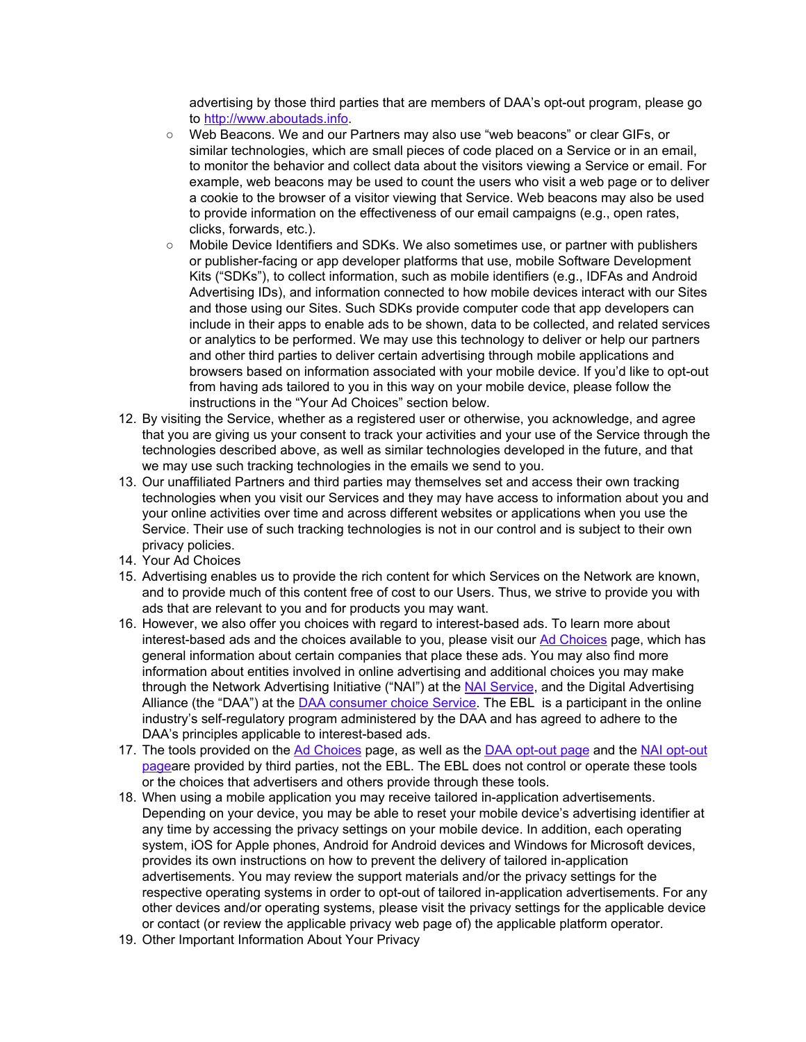advertising by those third parties that are members of DAA's opt-out program, please go to [http://www.aboutads.info](http://www.aboutads.info).

  - Web Beacons. We and our Partners may also use "web beacons" or clear GIFs, or similar technologies, which are small pieces of code placed on a Service or in an email, to monitor the behavior and collect data about the visitors viewing a Service or email. For example, web beacons may be used to count the users who visit a web page or to deliver a cookie to the browser of a visitor viewing that Service. Web beacons may also be used to provide information on the effectiveness of our email campaigns (e.g., open rates, clicks, forwards, etc.).
  - Mobile Device Identifiers and SDKs. We also sometimes use, or partner with publishers or publisher-facing or app developer platforms that use, mobile Software Development Kits ("SDKs"), to collect information, such as mobile identifiers (e.g., IDFAs and Android Advertising IDs), and information connected to how mobile devices interact with our Sites and those using our Sites. Such SDKs provide computer code that app developers can include in their apps to enable ads to be shown, data to be collected, and related services or analytics to be performed. We may use this technology to deliver or help our partners and other third parties to deliver certain advertising through mobile applications and browsers based on information associated with your mobile device. If you'd like to opt-out from having ads tailored to you in this way on your mobile device, please follow the instructions in the "Your Ad Choices" section below.

12. By visiting the Service, whether as a registered user or otherwise, you acknowledge, and agree that you are giving us your consent to track your activities and your use of the Service through the technologies described above, as well as similar technologies developed in the future, and that we may use such tracking technologies in the emails we send to you.
13. Our unaffiliated Partners and third parties may themselves set and access their own tracking technologies when you visit our Services and they may have access to information about you and your online activities over time and across different websites or applications when you use the Service. Their use of such tracking technologies is not in our control and is subject to their own privacy policies.
14. Your Ad Choices
15. Advertising enables us to provide the rich content for which Services on the Network are known, and to provide much of this content free of cost to our Users. Thus, we strive to provide you with ads that are relevant to you and for products you may want.
16. However, we also offer you choices with regard to interest-based ads. To learn more about interest-based ads and the choices available to you, please visit our Ad Choices page, which has general information about certain companies that place these ads. You may also find more information about entities involved in online advertising and additional choices you may make through the Network Advertising Initiative ("NAI") at the NAI Service, and the Digital Advertising Alliance (the "DAA") at the DAA consumer choice Service. The EBL is a participant in the online industry's self-regulatory program administered by the DAA and has agreed to adhere to the DAA's principles applicable to interest-based ads.
17. The tools provided on the Ad Choices page, as well as the DAA opt-out page and the NAI opt-out pageare provided by third parties, not the EBL. The EBL does not control or operate these tools or the choices that advertisers and others provide through these tools.
18. When using a mobile application you may receive tailored in-application advertisements. Depending on your device, you may be able to reset your mobile device's advertising identifier at any time by accessing the privacy settings on your mobile device. In addition, each operating system, iOS for Apple phones, Android for Android devices and Windows for Microsoft devices, provides its own instructions on how to prevent the delivery of tailored in-application advertisements. You may review the support materials and/or the privacy settings for the respective operating systems in order to opt-out of tailored in-application advertisements. For any other devices and/or operating systems, please visit the privacy settings for the applicable device or contact (or review the applicable privacy web page of) the applicable platform operator.
19. Other Important Information About Your Privacy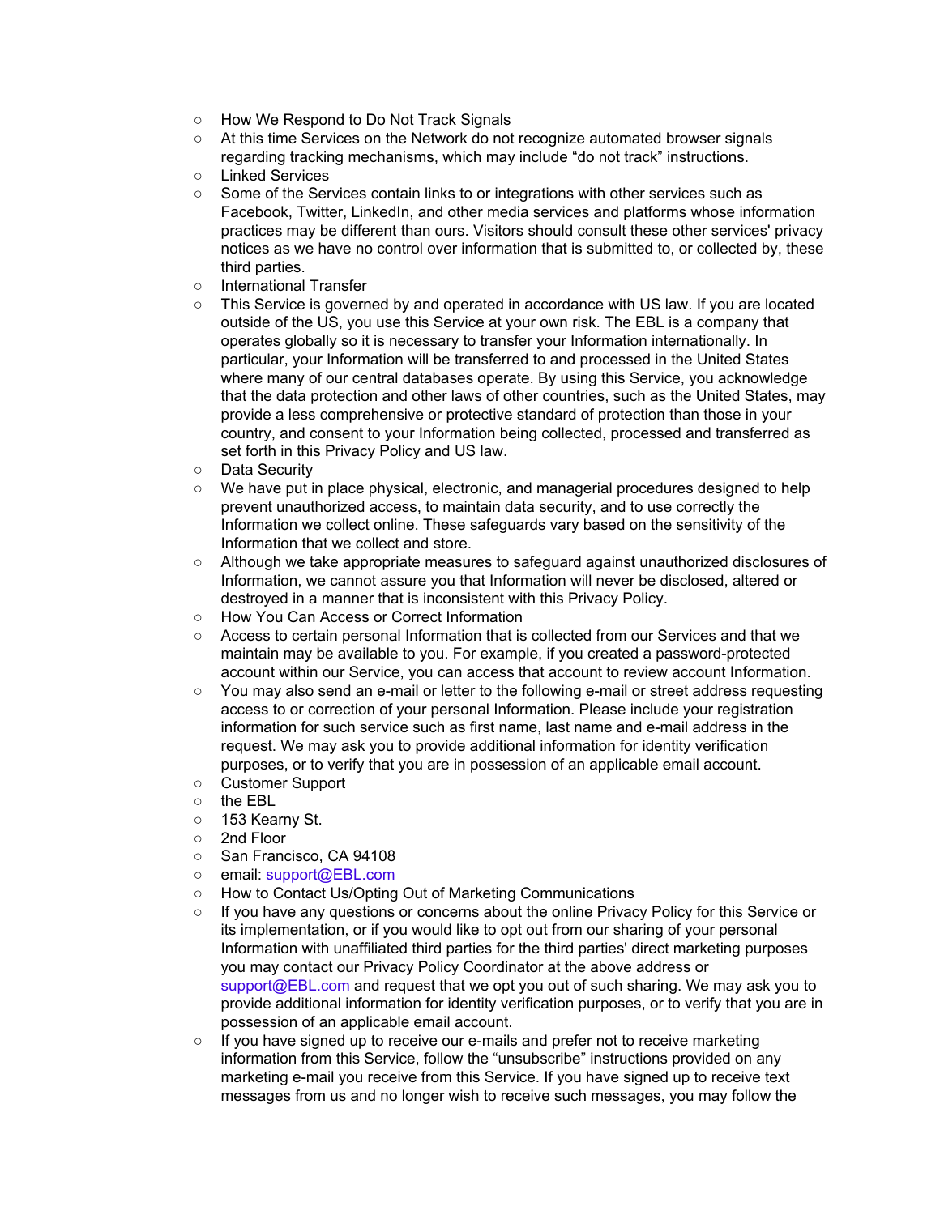- How We Respond to Do Not Track Signals
- At this time Services on the Network do not recognize automated browser signals regarding tracking mechanisms, which may include “do not track” instructions.
- Linked Services
- Some of the Services contain links to or integrations with other services such as Facebook, Twitter, LinkedIn, and other media services and platforms whose information practices may be different than ours. Visitors should consult these other services' privacy notices as we have no control over information that is submitted to, or collected by, these third parties.
- International Transfer
- This Service is governed by and operated in accordance with US law. If you are located outside of the US, you use this Service at your own risk. The EBL is a company that operates globally so it is necessary to transfer your Information internationally. In particular, your Information will be transferred to and processed in the United States where many of our central databases operate. By using this Service, you acknowledge that the data protection and other laws of other countries, such as the United States, may provide a less comprehensive or protective standard of protection than those in your country, and consent to your Information being collected, processed and transferred as set forth in this Privacy Policy and US law.
- Data Security
- We have put in place physical, electronic, and managerial procedures designed to help prevent unauthorized access, to maintain data security, and to use correctly the Information we collect online. These safeguards vary based on the sensitivity of the Information that we collect and store.
- Although we take appropriate measures to safeguard against unauthorized disclosures of Information, we cannot assure you that Information will never be disclosed, altered or destroyed in a manner that is inconsistent with this Privacy Policy.
- How You Can Access or Correct Information
- Access to certain personal Information that is collected from our Services and that we maintain may be available to you. For example, if you created a password-protected account within our Service, you can access that account to review account Information.
- You may also send an e-mail or letter to the following e-mail or street address requesting access to or correction of your personal Information. Please include your registration information for such service such as first name, last name and e-mail address in the request. We may ask you to provide additional information for identity verification purposes, or to verify that you are in possession of an applicable email account.
- Customer Support
- the EBL
- 153 Kearny St.
- 2nd Floor
- San Francisco, CA 94108
- email: support@EBL.com
- How to Contact Us/Opting Out of Marketing Communications
- If you have any questions or concerns about the online Privacy Policy for this Service or its implementation, or if you would like to opt out from our sharing of your personal Information with unaffiliated third parties for the third parties' direct marketing purposes you may contact our Privacy Policy Coordinator at the above address or support@EBL.com and request that we opt you out of such sharing. We may ask you to provide additional information for identity verification purposes, or to verify that you are in possession of an applicable email account.
- If you have signed up to receive our e-mails and prefer not to receive marketing information from this Service, follow the “unsubscribe” instructions provided on any marketing e-mail you receive from this Service. If you have signed up to receive text messages from us and no longer wish to receive such messages, you may follow the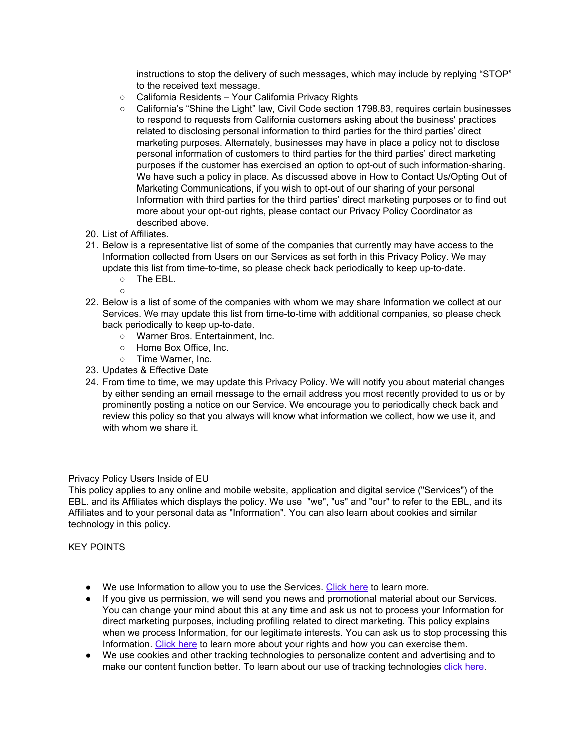instructions to stop the delivery of such messages, which may include by replying "STOP" to the received text message.

  - California Residents – Your California Privacy Rights
  - California's "Shine the Light" law, Civil Code section 1798.83, requires certain businesses to respond to requests from California customers asking about the business' practices related to disclosing personal information to third parties for the third parties' direct marketing purposes. Alternately, businesses may have in place a policy not to disclose personal information of customers to third parties for the third parties' direct marketing purposes if the customer has exercised an option to opt-out of such information-sharing. We have such a policy in place. As discussed above in How to Contact Us/Opting Out of Marketing Communications, if you wish to opt-out of our sharing of your personal Information with third parties for the third parties' direct marketing purposes or to find out more about your opt-out rights, please contact our Privacy Policy Coordinator as described above.

20. List of Affiliates.
21. Below is a representative list of some of the companies that currently may have access to the Information collected from Users on our Services as set forth in this Privacy Policy. We may update this list from time-to-time, so please check back periodically to keep up-to-date.
    - The EBL.
    - 
22. Below is a list of some of the companies with whom we may share Information we collect at our Services. We may update this list from time-to-time with additional companies, so please check back periodically to keep up-to-date.
    - Warner Bros. Entertainment, Inc.
    - Home Box Office, Inc.
    - Time Warner, Inc.
23. Updates & Effective Date
24. From time to time, we may update this Privacy Policy. We will notify you about material changes by either sending an email message to the email address you most recently provided to us or by prominently posting a notice on our Service. We encourage you to periodically check back and review this policy so that you always will know what information we collect, how we use it, and with whom we share it.

Privacy Policy Users Inside of EU

This policy applies to any online and mobile website, application and digital service ("Services") of the EBL. and its Affiliates which displays the policy. We use "we", "us" and "our" to refer to the EBL, and its Affiliates and to your personal data as "Information". You can also learn about cookies and similar technology in this policy.

KEY POINTS

- We use Information to allow you to use the Services. Click here to learn more.
- If you give us permission, we will send you news and promotional material about our Services. You can change your mind about this at any time and ask us not to process your Information for direct marketing purposes, including profiling related to direct marketing. This policy explains when we process Information, for our legitimate interests. You can ask us to stop processing this Information. Click here to learn more about your rights and how you can exercise them.
- We use cookies and other tracking technologies to personalize content and advertising and to make our content function better. To learn about our use of tracking technologies click here.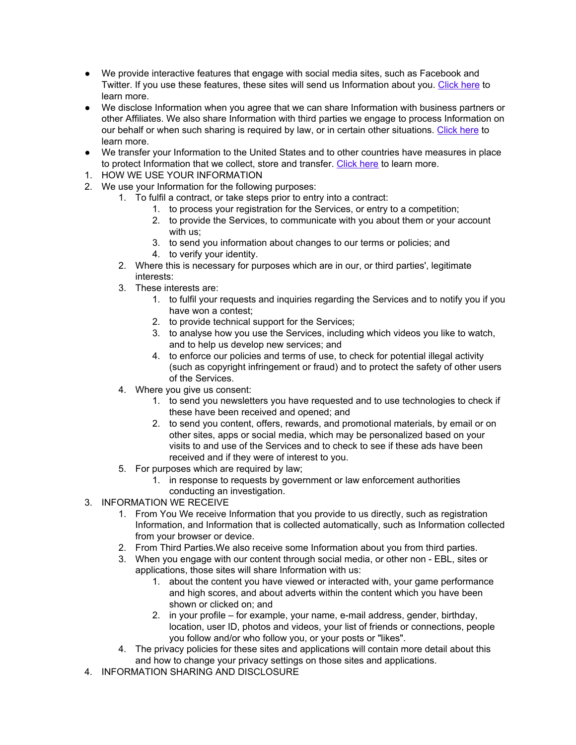- We provide interactive features that engage with social media sites, such as Facebook and Twitter. If you use these features, these sites will send us Information about you. [Click here](#) to learn more.
- We disclose Information when you agree that we can share Information with business partners or other Affiliates. We also share Information with third parties we engage to process Information on our behalf or when such sharing is required by law, or in certain other situations. [Click here](#) to learn more.
- We transfer your Information to the United States and to other countries have measures in place to protect Information that we collect, store and transfer. [Click here](#) to learn more.

1. HOW WE USE YOUR INFORMATION
2. We use your Information for the following purposes:
    1. To fulfil a contract, or take steps prior to entry into a contract:
        1. to process your registration for the Services, or entry to a competition;
        2. to provide the Services, to communicate with you about them or your account with us;
        3. to send you information about changes to our terms or policies; and
        4. to verify your identity.
    2. Where this is necessary for purposes which are in our, or third parties', legitimate interests:
    3. These interests are:
        1. to fulfil your requests and inquiries regarding the Services and to notify you if you have won a contest;
        2. to provide technical support for the Services;
        3. to analyse how you use the Services, including which videos you like to watch, and to help us develop new services; and
        4. to enforce our policies and terms of use, to check for potential illegal activity (such as copyright infringement or fraud) and to protect the safety of other users of the Services.
    4. Where you give us consent:
        1. to send you newsletters you have requested and to use technologies to check if these have been received and opened; and
        2. to send you content, offers, rewards, and promotional materials, by email or on other sites, apps or social media, which may be personalized based on your visits to and use of the Services and to check to see if these ads have been received and if they were of interest to you.
    5. For purposes which are required by law;
        1. in response to requests by government or law enforcement authorities conducting an investigation.
3. INFORMATION WE RECEIVE
    1. From You We receive Information that you provide to us directly, such as registration Information, and Information that is collected automatically, such as Information collected from your browser or device.
    2. From Third Parties.We also receive some Information about you from third parties.
    3. When you engage with our content through social media, or other non - EBL, sites or applications, those sites will share Information with us:
        1. about the content you have viewed or interacted with, your game performance and high scores, and about adverts within the content which you have been shown or clicked on; and
        2. in your profile – for example, your name, e-mail address, gender, birthday, location, user ID, photos and videos, your list of friends or connections, people you follow and/or who follow you, or your posts or "likes".
    4. The privacy policies for these sites and applications will contain more detail about this and how to change your privacy settings on those sites and applications.
4. INFORMATION SHARING AND DISCLOSURE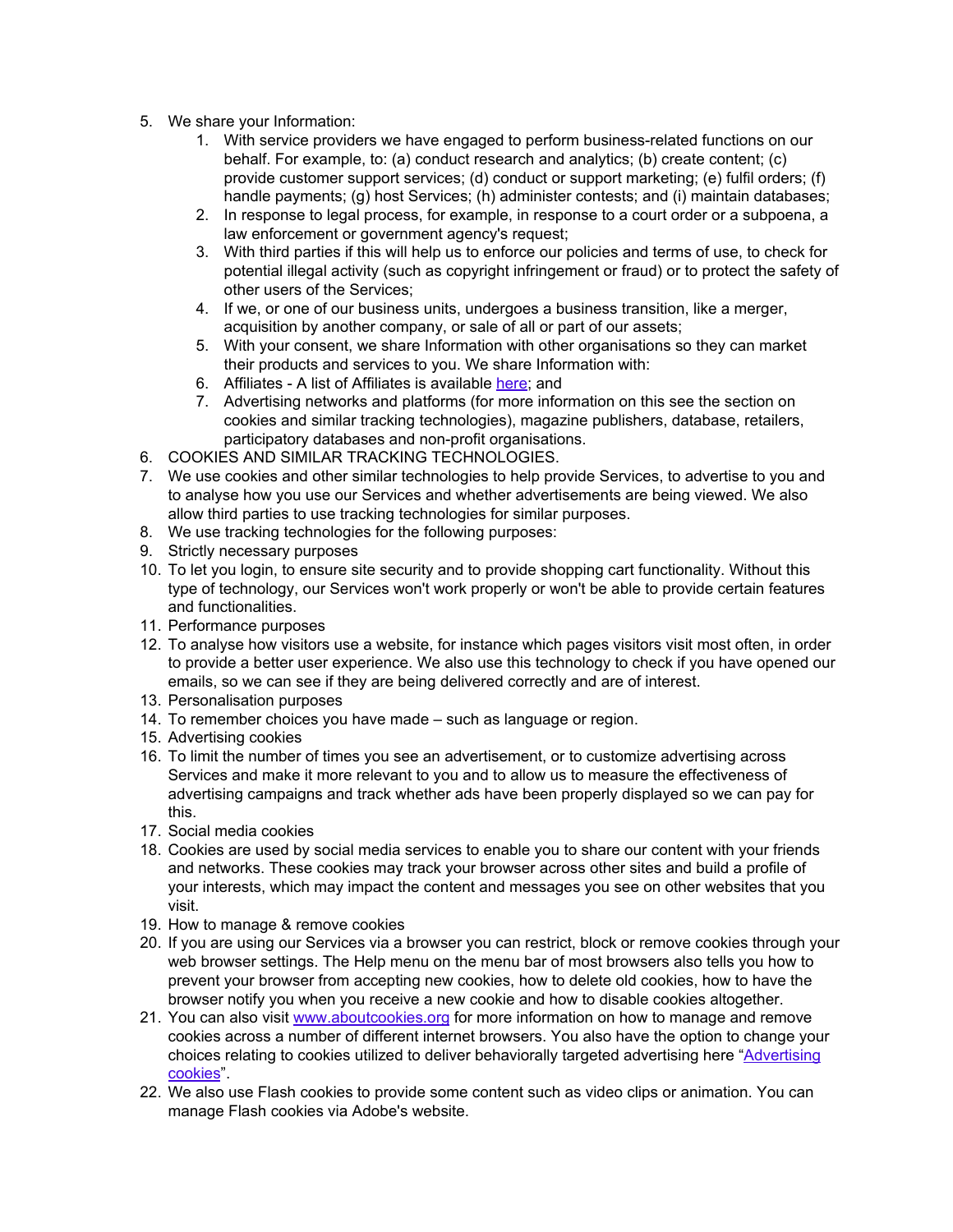5. We share your Information:
    1. With service providers we have engaged to perform business-related functions on our behalf. For example, to: (a) conduct research and analytics; (b) create content; (c) provide customer support services; (d) conduct or support marketing; (e) fulfil orders; (f) handle payments; (g) host Services; (h) administer contests; and (i) maintain databases;
    2. In response to legal process, for example, in response to a court order or a subpoena, a law enforcement or government agency's request;
    3. With third parties if this will help us to enforce our policies and terms of use, to check for potential illegal activity (such as copyright infringement or fraud) or to protect the safety of other users of the Services;
    4. If we, or one of our business units, undergoes a business transition, like a merger, acquisition by another company, or sale of all or part of our assets;
    5. With your consent, we share Information with other organisations so they can market their products and services to you. We share Information with:
    6. Affiliates - A list of Affiliates is available [here](); and
    7. Advertising networks and platforms (for more information on this see the section on cookies and similar tracking technologies), magazine publishers, database, retailers, participatory databases and non-profit organisations.
6. COOKIES AND SIMILAR TRACKING TECHNOLOGIES.
7. We use cookies and other similar technologies to help provide Services, to advertise to you and to analyse how you use our Services and whether advertisements are being viewed. We also allow third parties to use tracking technologies for similar purposes.
8. We use tracking technologies for the following purposes:
9. Strictly necessary purposes
10. To let you login, to ensure site security and to provide shopping cart functionality. Without this type of technology, our Services won't work properly or won't be able to provide certain features and functionalities.
11. Performance purposes
12. To analyse how visitors use a website, for instance which pages visitors visit most often, in order to provide a better user experience. We also use this technology to check if you have opened our emails, so we can see if they are being delivered correctly and are of interest.
13. Personalisation purposes
14. To remember choices you have made – such as language or region.
15. Advertising cookies
16. To limit the number of times you see an advertisement, or to customize advertising across Services and make it more relevant to you and to allow us to measure the effectiveness of advertising campaigns and track whether ads have been properly displayed so we can pay for this.
17. Social media cookies
18. Cookies are used by social media services to enable you to share our content with your friends and networks. These cookies may track your browser across other sites and build a profile of your interests, which may impact the content and messages you see on other websites that you visit.
19. How to manage & remove cookies
20. If you are using our Services via a browser you can restrict, block or remove cookies through your web browser settings. The Help menu on the menu bar of most browsers also tells you how to prevent your browser from accepting new cookies, how to delete old cookies, how to have the browser notify you when you receive a new cookie and how to disable cookies altogether.
21. You can also visit [www.aboutcookies.org](www.aboutcookies.org) for more information on how to manage and remove cookies across a number of different internet browsers. You also have the option to change your choices relating to cookies utilized to deliver behaviorally targeted advertising here "[Advertising cookies]()".
22. We also use Flash cookies to provide some content such as video clips or animation. You can manage Flash cookies via Adobe's website.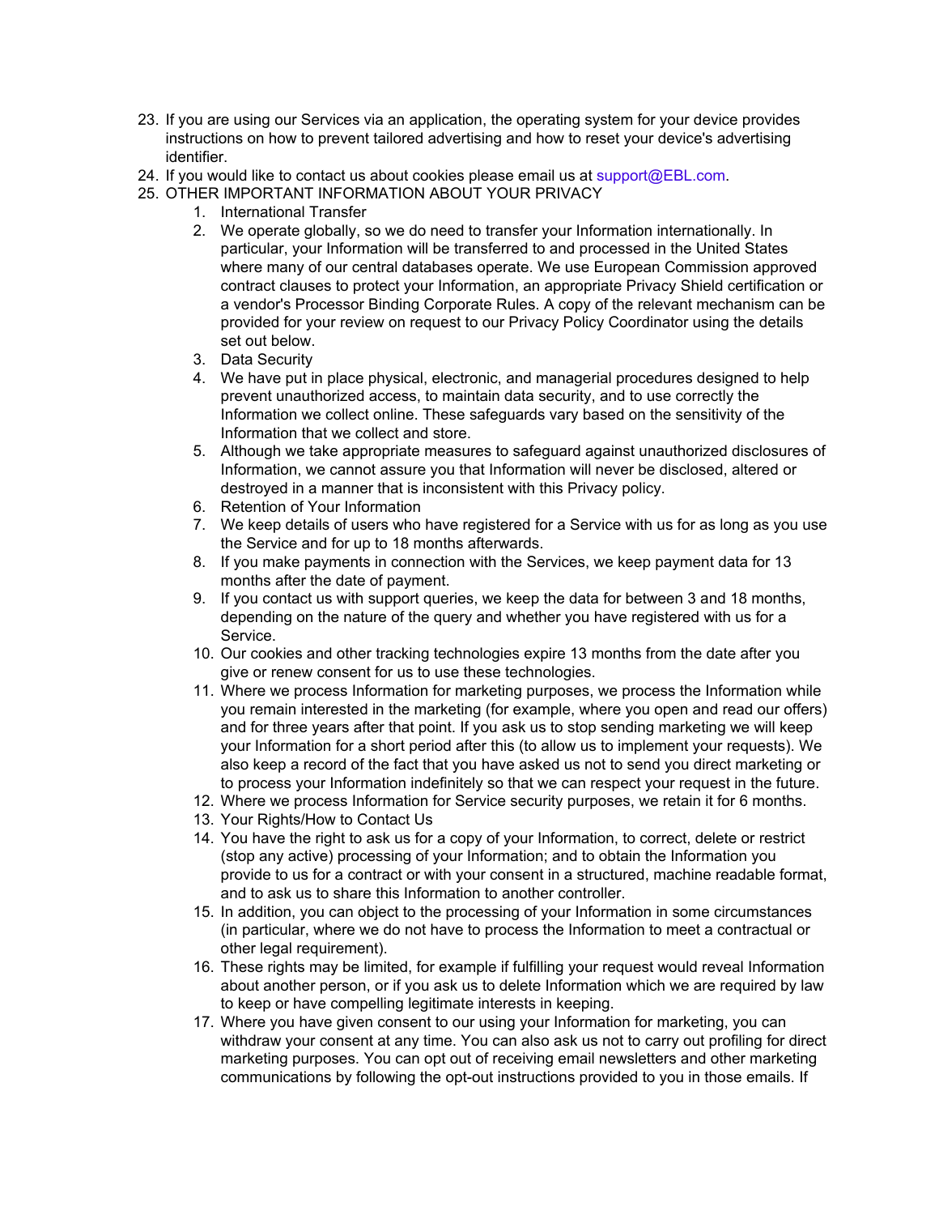23. If you are using our Services via an application, the operating system for your device provides instructions on how to prevent tailored advertising and how to reset your device's advertising identifier.
24. If you would like to contact us about cookies please email us at support@EBL.com.
25. OTHER IMPORTANT INFORMATION ABOUT YOUR PRIVACY
    1. International Transfer
    2. We operate globally, so we do need to transfer your Information internationally. In particular, your Information will be transferred to and processed in the United States where many of our central databases operate. We use European Commission approved contract clauses to protect your Information, an appropriate Privacy Shield certification or a vendor's Processor Binding Corporate Rules. A copy of the relevant mechanism can be provided for your review on request to our Privacy Policy Coordinator using the details set out below.
    3. Data Security
    4. We have put in place physical, electronic, and managerial procedures designed to help prevent unauthorized access, to maintain data security, and to use correctly the Information we collect online. These safeguards vary based on the sensitivity of the Information that we collect and store.
    5. Although we take appropriate measures to safeguard against unauthorized disclosures of Information, we cannot assure you that Information will never be disclosed, altered or destroyed in a manner that is inconsistent with this Privacy policy.
    6. Retention of Your Information
    7. We keep details of users who have registered for a Service with us for as long as you use the Service and for up to 18 months afterwards.
    8. If you make payments in connection with the Services, we keep payment data for 13 months after the date of payment.
    9. If you contact us with support queries, we keep the data for between 3 and 18 months, depending on the nature of the query and whether you have registered with us for a Service.
    10. Our cookies and other tracking technologies expire 13 months from the date after you give or renew consent for us to use these technologies.
    11. Where we process Information for marketing purposes, we process the Information while you remain interested in the marketing (for example, where you open and read our offers) and for three years after that point. If you ask us to stop sending marketing we will keep your Information for a short period after this (to allow us to implement your requests). We also keep a record of the fact that you have asked us not to send you direct marketing or to process your Information indefinitely so that we can respect your request in the future.
    12. Where we process Information for Service security purposes, we retain it for 6 months.
    13. Your Rights/How to Contact Us
    14. You have the right to ask us for a copy of your Information, to correct, delete or restrict (stop any active) processing of your Information; and to obtain the Information you provide to us for a contract or with your consent in a structured, machine readable format, and to ask us to share this Information to another controller.
    15. In addition, you can object to the processing of your Information in some circumstances (in particular, where we do not have to process the Information to meet a contractual or other legal requirement).
    16. These rights may be limited, for example if fulfilling your request would reveal Information about another person, or if you ask us to delete Information which we are required by law to keep or have compelling legitimate interests in keeping.
    17. Where you have given consent to our using your Information for marketing, you can withdraw your consent at any time. You can also ask us not to carry out profiling for direct marketing purposes. You can opt out of receiving email newsletters and other marketing communications by following the opt-out instructions provided to you in those emails. If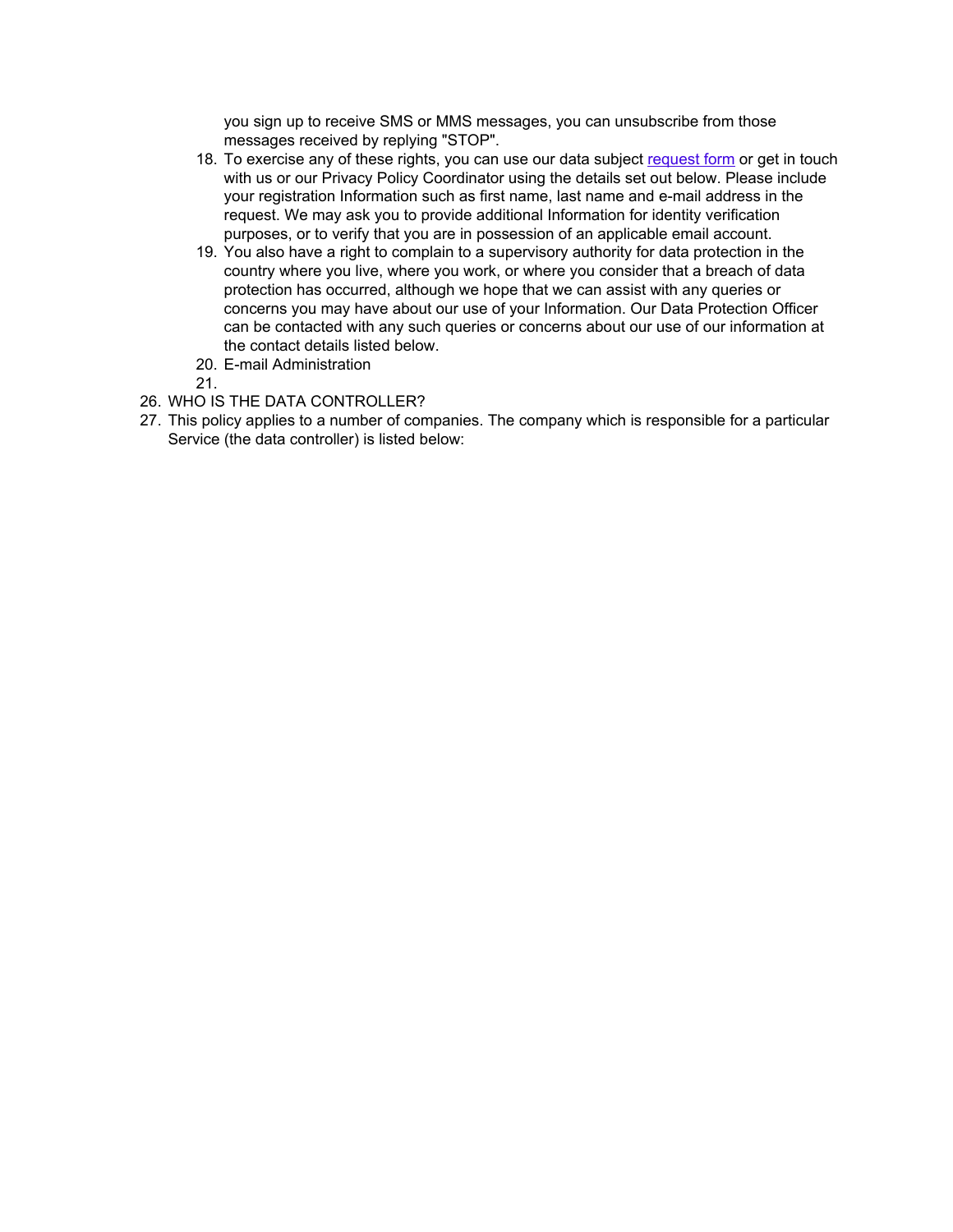you sign up to receive SMS or MMS messages, you can unsubscribe from those messages received by replying "STOP".

18. To exercise any of these rights, you can use our data subject request form or get in touch with us or our Privacy Policy Coordinator using the details set out below. Please include your registration Information such as first name, last name and e-mail address in the request. We may ask you to provide additional Information for identity verification purposes, or to verify that you are in possession of an applicable email account.
19. You also have a right to complain to a supervisory authority for data protection in the country where you live, where you work, or where you consider that a breach of data protection has occurred, although we hope that we can assist with any queries or concerns you may have about our use of your Information. Our Data Protection Officer can be contacted with any such queries or concerns about our use of our information at the contact details listed below.
20. E-mail Administration
21.

26. WHO IS THE DATA CONTROLLER?
27. This policy applies to a number of companies. The company which is responsible for a particular Service (the data controller) is listed below: